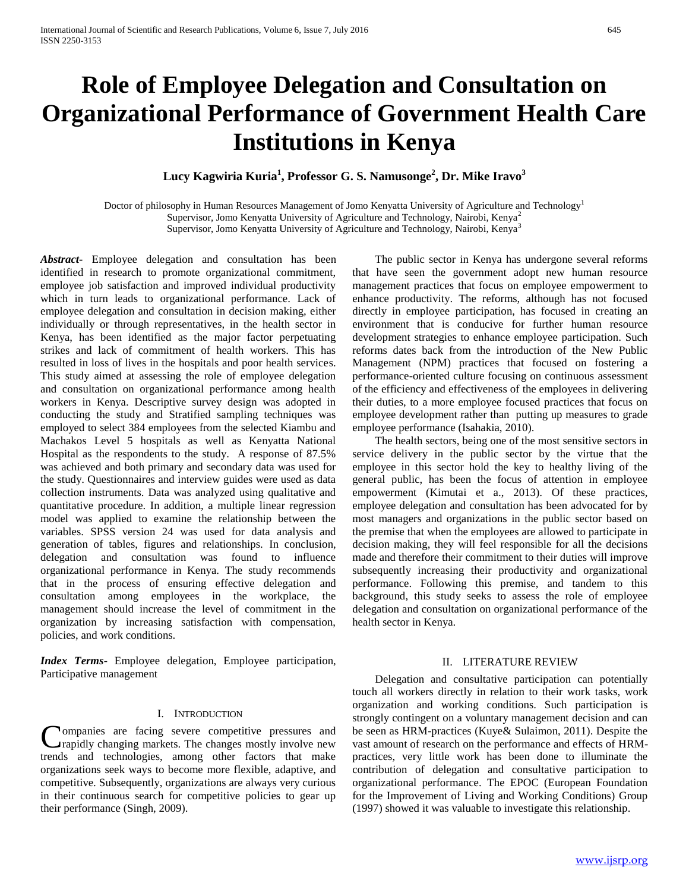# Role of Employee Delegation and Consultation on Organizational Performance of Government Health Care Institutions in Kenya

**Lucy Kagwiria Kuria[1], Professor G. S. Namusonge[2], Dr. Mike Iravo[3]**

Doctor of philosophy in Human Resources Management of Jomo Kenyatta University of Agriculture and Technology[1]
Supervisor, Jomo Kenyatta University of Agriculture and Technology, Nairobi, Kenya[2]
Supervisor, Jomo Kenyatta University of Agriculture and Technology, Nairobi, Kenya[3]

***Abstract-*** Employee delegation and consultation has been identified in research to promote organizational commitment, employee job satisfaction and improved individual productivity which in turn leads to organizational performance. Lack of employee delegation and consultation in decision making, either individually or through representatives, in the health sector in Kenya, has been identified as the major factor perpetuating strikes and lack of commitment of health workers. This has resulted in loss of lives in the hospitals and poor health services. This study aimed at assessing the role of employee delegation and consultation on organizational performance among health workers in Kenya. Descriptive survey design was adopted in conducting the study and Stratified sampling techniques was employed to select 384 employees from the selected Kiambu and Machakos Level 5 hospitals as well as Kenyatta National Hospital as the respondents to the study. A response of 87.5% was achieved and both primary and secondary data was used for the study. Questionnaires and interview guides were used as data collection instruments. Data was analyzed using qualitative and quantitative procedure. In addition, a multiple linear regression model was applied to examine the relationship between the variables. SPSS version 24 was used for data analysis and generation of tables, figures and relationships. In conclusion, delegation and consultation was found to influence organizational performance in Kenya. The study recommends that in the process of ensuring effective delegation and consultation among employees in the workplace, the management should increase the level of commitment in the organization by increasing satisfaction with compensation, policies, and work conditions.

***Index Terms-*** Employee delegation, Employee participation, Participative management

## I. Introduction

Companies are facing severe competitive pressures and rapidly changing markets. The changes mostly involve new trends and technologies, among other factors that make organizations seek ways to become more flexible, adaptive, and competitive. Subsequently, organizations are always very curious in their continuous search for competitive policies to gear up their performance (Singh, 2009).

The public sector in Kenya has undergone several reforms that have seen the government adopt new human resource management practices that focus on employee empowerment to enhance productivity. The reforms, although has not focused directly in employee participation, has focused in creating an environment that is conducive for further human resource development strategies to enhance employee participation. Such reforms dates back from the introduction of the New Public Management (NPM) practices that focused on fostering a performance-oriented culture focusing on continuous assessment of the efficiency and effectiveness of the employees in delivering their duties, to a more employee focused practices that focus on employee development rather than putting up measures to grade employee performance (Isahakia, 2010).

The health sectors, being one of the most sensitive sectors in service delivery in the public sector by the virtue that the employee in this sector hold the key to healthy living of the general public, has been the focus of attention in employee empowerment (Kimutai et a., 2013). Of these practices, employee delegation and consultation has been advocated for by most managers and organizations in the public sector based on the premise that when the employees are allowed to participate in decision making, they will feel responsible for all the decisions made and therefore their commitment to their duties will improve subsequently increasing their productivity and organizational performance. Following this premise, and tandem to this background, this study seeks to assess the role of employee delegation and consultation on organizational performance of the health sector in Kenya.

## II. Literature Review

Delegation and consultative participation can potentially touch all workers directly in relation to their work tasks, work organization and working conditions. Such participation is strongly contingent on a voluntary management decision and can be seen as HRM-practices (Kuye& Sulaimon, 2011). Despite the vast amount of research on the performance and effects of HRM-practices, very little work has been done to illuminate the contribution of delegation and consultative participation to organizational performance. The EPOC (European Foundation for the Improvement of Living and Working Conditions) Group (1997) showed it was valuable to investigate this relationship.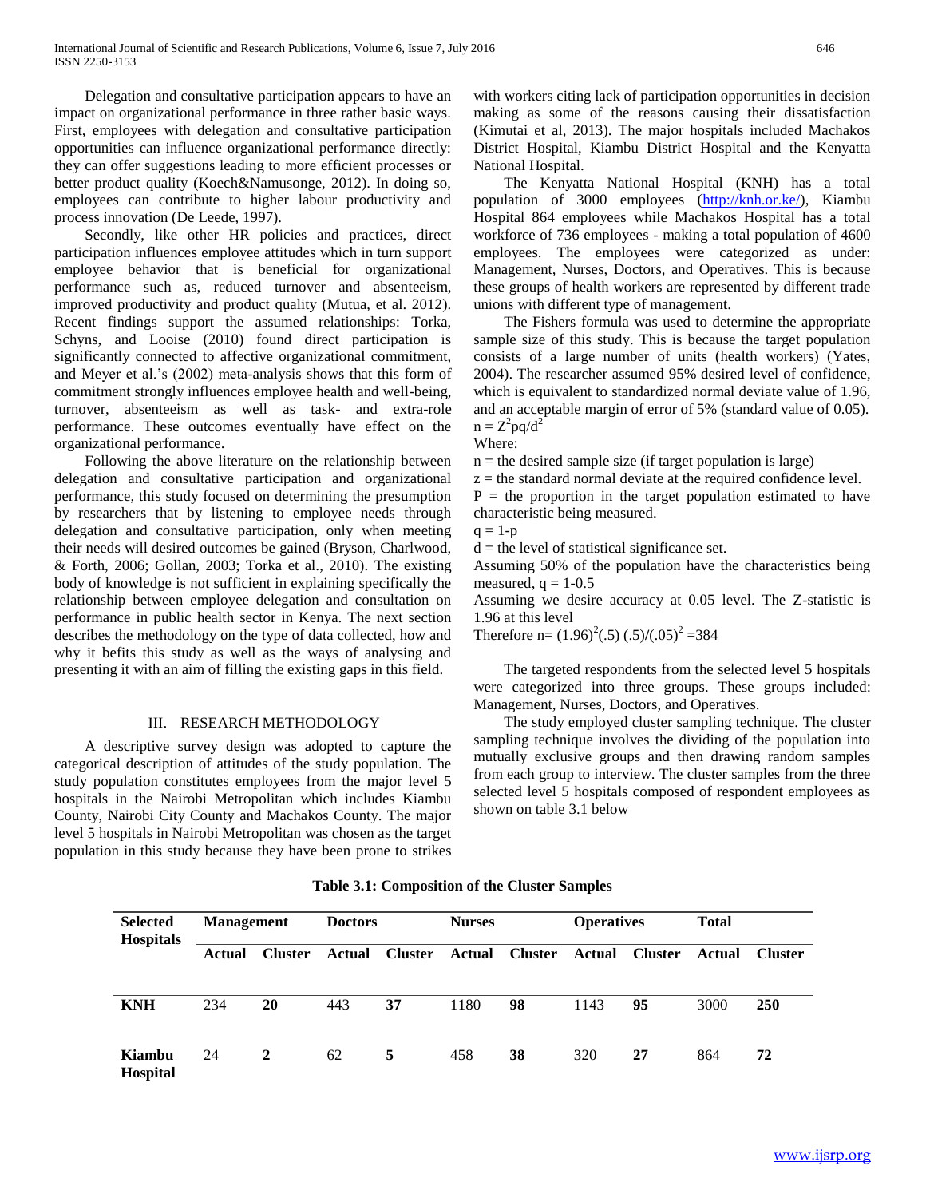Delegation and consultative participation appears to have an impact on organizational performance in three rather basic ways. First, employees with delegation and consultative participation opportunities can influence organizational performance directly: they can offer suggestions leading to more efficient processes or better product quality (Koech&Namusonge, 2012). In doing so, employees can contribute to higher labour productivity and process innovation (De Leede, 1997).

Secondly, like other HR policies and practices, direct participation influences employee attitudes which in turn support employee behavior that is beneficial for organizational performance such as, reduced turnover and absenteeism, improved productivity and product quality (Mutua, et al. 2012). Recent findings support the assumed relationships: Torka, Schyns, and Looise (2010) found direct participation is significantly connected to affective organizational commitment, and Meyer et al.'s (2002) meta-analysis shows that this form of commitment strongly influences employee health and well-being, turnover, absenteeism as well as task- and extra-role performance. These outcomes eventually have effect on the organizational performance.

Following the above literature on the relationship between delegation and consultative participation and organizational performance, this study focused on determining the presumption by researchers that by listening to employee needs through delegation and consultative participation, only when meeting their needs will desired outcomes be gained (Bryson, Charlwood, & Forth, 2006; Gollan, 2003; Torka et al., 2010). The existing body of knowledge is not sufficient in explaining specifically the relationship between employee delegation and consultation on performance in public health sector in Kenya. The next section describes the methodology on the type of data collected, how and why it befits this study as well as the ways of analysing and presenting it with an aim of filling the existing gaps in this field.

## III. RESEARCH METHODOLOGY

A descriptive survey design was adopted to capture the categorical description of attitudes of the study population. The study population constitutes employees from the major level 5 hospitals in the Nairobi Metropolitan which includes Kiambu County, Nairobi City County and Machakos County. The major level 5 hospitals in Nairobi Metropolitan was chosen as the target population in this study because they have been prone to strikes with workers citing lack of participation opportunities in decision making as some of the reasons causing their dissatisfaction (Kimutai et al, 2013). The major hospitals included Machakos District Hospital, Kiambu District Hospital and the Kenyatta National Hospital.

The Kenyatta National Hospital (KNH) has a total population of 3000 employees (http://knh.or.ke/), Kiambu Hospital 864 employees while Machakos Hospital has a total workforce of 736 employees - making a total population of 4600 employees. The employees were categorized as under: Management, Nurses, Doctors, and Operatives. This is because these groups of health workers are represented by different trade unions with different type of management.

The Fishers formula was used to determine the appropriate sample size of this study. This is because the target population consists of a large number of units (health workers) (Yates, 2004). The researcher assumed 95% desired level of confidence, which is equivalent to standardized normal deviate value of 1.96, and an acceptable margin of error of 5% (standard value of 0.05).

$n = Z^2pq/d^2$

Where:

n = the desired sample size (if target population is large)

z = the standard normal deviate at the required confidence level.

P = the proportion in the target population estimated to have characteristic being measured.

$q = 1-p$

d = the level of statistical significance set.

Assuming 50% of the population have the characteristics being measured, $q = 1-0.5$

Assuming we desire accuracy at 0.05 level. The Z-statistic is 1.96 at this level

Therefore $n= (1.96)^2(.5)\ (.5)/(.05)^2 =384$

The targeted respondents from the selected level 5 hospitals were categorized into three groups. These groups included: Management, Nurses, Doctors, and Operatives.

The study employed cluster sampling technique. The cluster sampling technique involves the dividing of the population into mutually exclusive groups and then drawing random samples from each group to interview. The cluster samples from the three selected level 5 hospitals composed of respondent employees as shown on table 3.1 below

**Table 3.1: Composition of the Cluster Samples**

| Selected Hospitals | Management | | Doctors | | Nurses | | Operatives | | Total | |
|---|---|---|---|---|---|---|---|---|---|---|
| | Actual | Cluster | Actual | Cluster | Actual | Cluster | Actual | Cluster | Actual | Cluster |
| **KNH** | 234 | **20** | 443 | **37** | 1180 | **98** | 1143 | **95** | 3000 | **250** |
| **Kiambu Hospital** | 24 | **2** | 62 | **5** | 458 | **38** | 320 | **27** | 864 | **72** |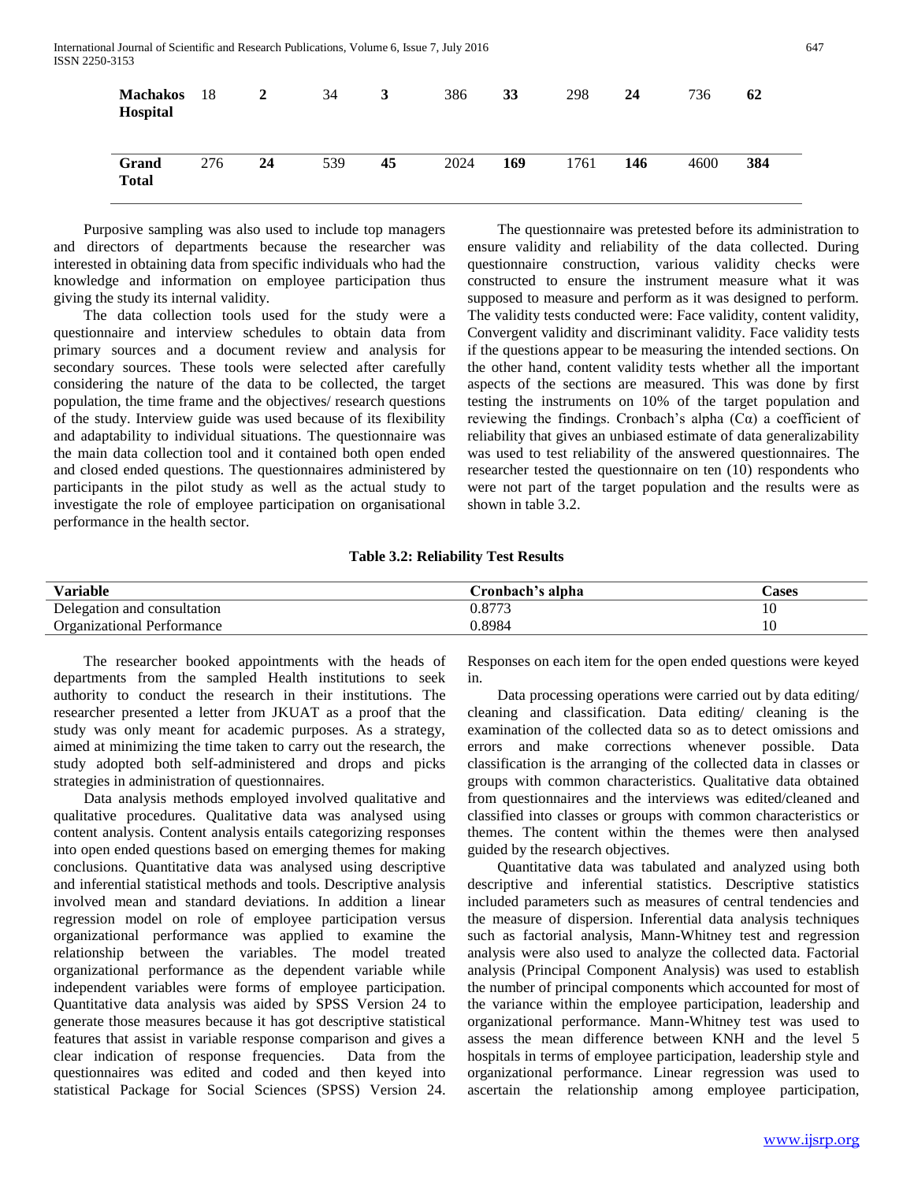| | | | | | | | | | | |
|---|---|---|---|---|---|---|---|---|---|---|
| **Machakos Hospital** | 18 | **2** | 34 | **3** | 386 | **33** | 298 | **24** | 736 | **62** |
| **Grand Total** | 276 | **24** | 539 | **45** | 2024 | **169** | 1761 | **146** | 4600 | **384** |

Purposive sampling was also used to include top managers and directors of departments because the researcher was interested in obtaining data from specific individuals who had the knowledge and information on employee participation thus giving the study its internal validity.

The data collection tools used for the study were a questionnaire and interview schedules to obtain data from primary sources and a document review and analysis for secondary sources. These tools were selected after carefully considering the nature of the data to be collected, the target population, the time frame and the objectives/ research questions of the study. Interview guide was used because of its flexibility and adaptability to individual situations. The questionnaire was the main data collection tool and it contained both open ended and closed ended questions. The questionnaires administered by participants in the pilot study as well as the actual study to investigate the role of employee participation on organisational performance in the health sector.

The questionnaire was pretested before its administration to ensure validity and reliability of the data collected. During questionnaire construction, various validity checks were constructed to ensure the instrument measure what it was supposed to measure and perform as it was designed to perform. The validity tests conducted were: Face validity, content validity, Convergent validity and discriminant validity. Face validity tests if the questions appear to be measuring the intended sections. On the other hand, content validity tests whether all the important aspects of the sections are measured. This was done by first testing the instruments on 10% of the target population and reviewing the findings. Cronbach's alpha (Cα) a coefficient of reliability that gives an unbiased estimate of data generalizability was used to test reliability of the answered questionnaires. The researcher tested the questionnaire on ten (10) respondents who were not part of the target population and the results were as shown in table 3.2.

**Table 3.2: Reliability Test Results**

| Variable | Cronbach's alpha | Cases |
|---|---|---|
| Delegation and consultation | 0.8773 | 10 |
| Organizational Performance | 0.8984 | 10 |

The researcher booked appointments with the heads of departments from the sampled Health institutions to seek authority to conduct the research in their institutions. The researcher presented a letter from JKUAT as a proof that the study was only meant for academic purposes. As a strategy, aimed at minimizing the time taken to carry out the research, the study adopted both self-administered and drops and picks strategies in administration of questionnaires.

Data analysis methods employed involved qualitative and qualitative procedures. Qualitative data was analysed using content analysis. Content analysis entails categorizing responses into open ended questions based on emerging themes for making conclusions. Quantitative data was analysed using descriptive and inferential statistical methods and tools. Descriptive analysis involved mean and standard deviations. In addition a linear regression model on role of employee participation versus organizational performance was applied to examine the relationship between the variables. The model treated organizational performance as the dependent variable while independent variables were forms of employee participation. Quantitative data analysis was aided by SPSS Version 24 to generate those measures because it has got descriptive statistical features that assist in variable response comparison and gives a clear indication of response frequencies. Data from the questionnaires was edited and coded and then keyed into statistical Package for Social Sciences (SPSS) Version 24. Responses on each item for the open ended questions were keyed in.

Data processing operations were carried out by data editing/ cleaning and classification. Data editing/ cleaning is the examination of the collected data so as to detect omissions and errors and make corrections whenever possible. Data classification is the arranging of the collected data in classes or groups with common characteristics. Qualitative data obtained from questionnaires and the interviews was edited/cleaned and classified into classes or groups with common characteristics or themes. The content within the themes were then analysed guided by the research objectives.

Quantitative data was tabulated and analyzed using both descriptive and inferential statistics. Descriptive statistics included parameters such as measures of central tendencies and the measure of dispersion. Inferential data analysis techniques such as factorial analysis, Mann-Whitney test and regression analysis were also used to analyze the collected data. Factorial analysis (Principal Component Analysis) was used to establish the number of principal components which accounted for most of the variance within the employee participation, leadership and organizational performance. Mann-Whitney test was used to assess the mean difference between KNH and the level 5 hospitals in terms of employee participation, leadership style and organizational performance. Linear regression was used to ascertain the relationship among employee participation,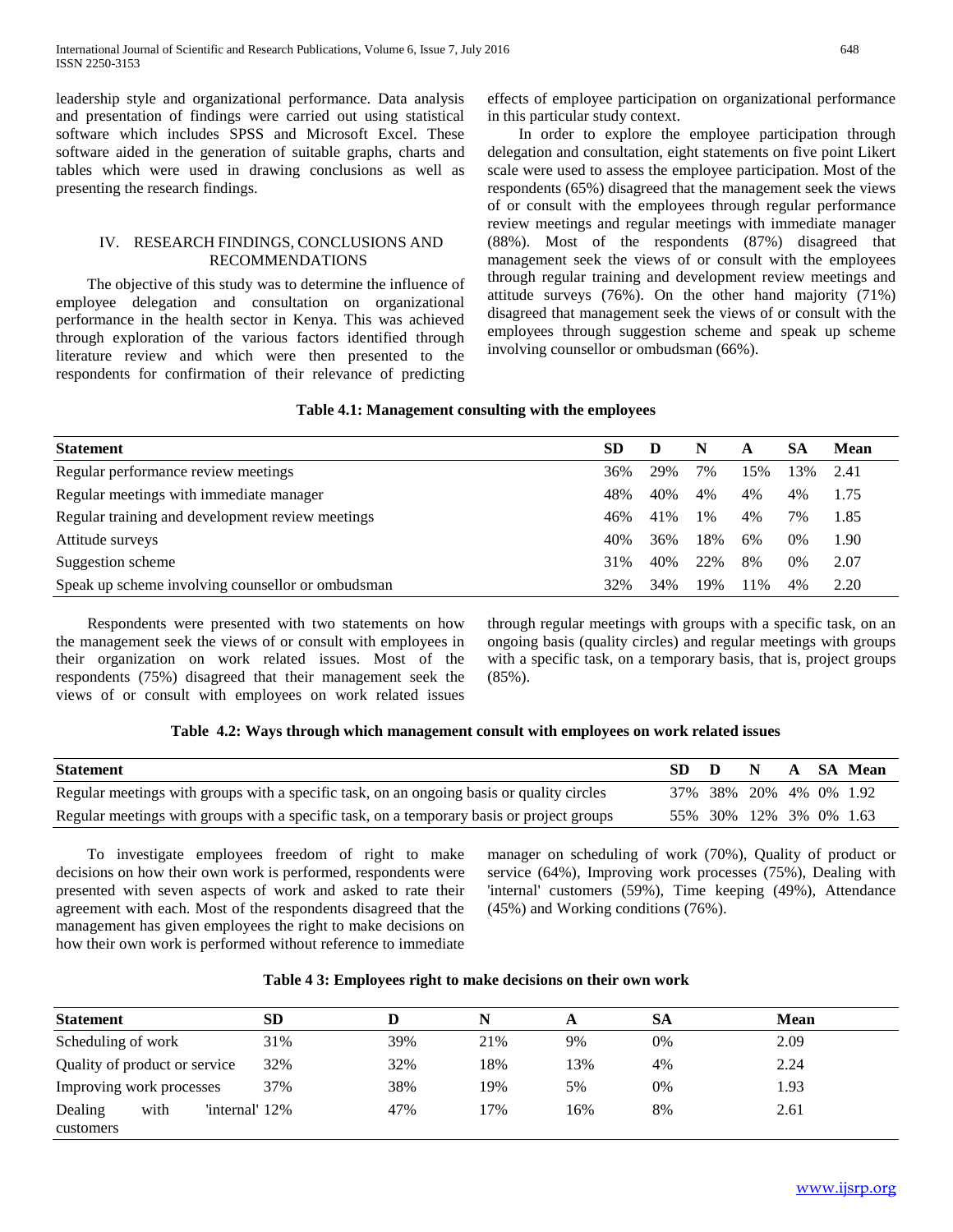leadership style and organizational performance. Data analysis and presentation of findings were carried out using statistical software which includes SPSS and Microsoft Excel. These software aided in the generation of suitable graphs, charts and tables which were used in drawing conclusions as well as presenting the research findings.

## IV. RESEARCH FINDINGS, CONCLUSIONS AND RECOMMENDATIONS

The objective of this study was to determine the influence of employee delegation and consultation on organizational performance in the health sector in Kenya. This was achieved through exploration of the various factors identified through literature review and which were then presented to the respondents for confirmation of their relevance of predicting effects of employee participation on organizational performance in this particular study context.

In order to explore the employee participation through delegation and consultation, eight statements on five point Likert scale were used to assess the employee participation. Most of the respondents (65%) disagreed that the management seek the views of or consult with the employees through regular performance review meetings and regular meetings with immediate manager (88%). Most of the respondents (87%) disagreed that management seek the views of or consult with the employees through regular training and development review meetings and attitude surveys (76%). On the other hand majority (71%) disagreed that management seek the views of or consult with the employees through suggestion scheme and speak up scheme involving counsellor or ombudsman (66%).

**Table 4.1: Management consulting with the employees**

| Statement | SD | D | N | A | SA | Mean |
|---|---|---|---|---|---|---|
| Regular performance review meetings | 36% | 29% | 7% | 15% | 13% | 2.41 |
| Regular meetings with immediate manager | 48% | 40% | 4% | 4% | 4% | 1.75 |
| Regular training and development review meetings | 46% | 41% | 1% | 4% | 7% | 1.85 |
| Attitude surveys | 40% | 36% | 18% | 6% | 0% | 1.90 |
| Suggestion scheme | 31% | 40% | 22% | 8% | 0% | 2.07 |
| Speak up scheme involving counsellor or ombudsman | 32% | 34% | 19% | 11% | 4% | 2.20 |

Respondents were presented with two statements on how the management seek the views of or consult with employees in their organization on work related issues. Most of the respondents (75%) disagreed that their management seek the views of or consult with employees on work related issues through regular meetings with groups with a specific task, on an ongoing basis (quality circles) and regular meetings with groups with a specific task, on a temporary basis, that is, project groups (85%).

**Table 4.2: Ways through which management consult with employees on work related issues**

| Statement | SD | D | N | A | SA | Mean |
|---|---|---|---|---|---|---|
| Regular meetings with groups with a specific task, on an ongoing basis or quality circles | 37% | 38% | 20% | 4% | 0% | 1.92 |
| Regular meetings with groups with a specific task, on a temporary basis or project groups | 55% | 30% | 12% | 3% | 0% | 1.63 |

To investigate employees freedom of right to make decisions on how their own work is performed, respondents were presented with seven aspects of work and asked to rate their agreement with each. Most of the respondents disagreed that the management has given employees the right to make decisions on how their own work is performed without reference to immediate manager on scheduling of work (70%), Quality of product or service (64%), Improving work processes (75%), Dealing with 'internal' customers (59%), Time keeping (49%), Attendance (45%) and Working conditions (76%).

**Table 4 3: Employees right to make decisions on their own work**

| Statement | SD | D | N | A | SA | Mean |
|---|---|---|---|---|---|---|
| Scheduling of work | 31% | 39% | 21% | 9% | 0% | 2.09 |
| Quality of product or service | 32% | 32% | 18% | 13% | 4% | 2.24 |
| Improving work processes | 37% | 38% | 19% | 5% | 0% | 1.93 |
| Dealing with 'internal' customers | 12% | 47% | 17% | 16% | 8% | 2.61 |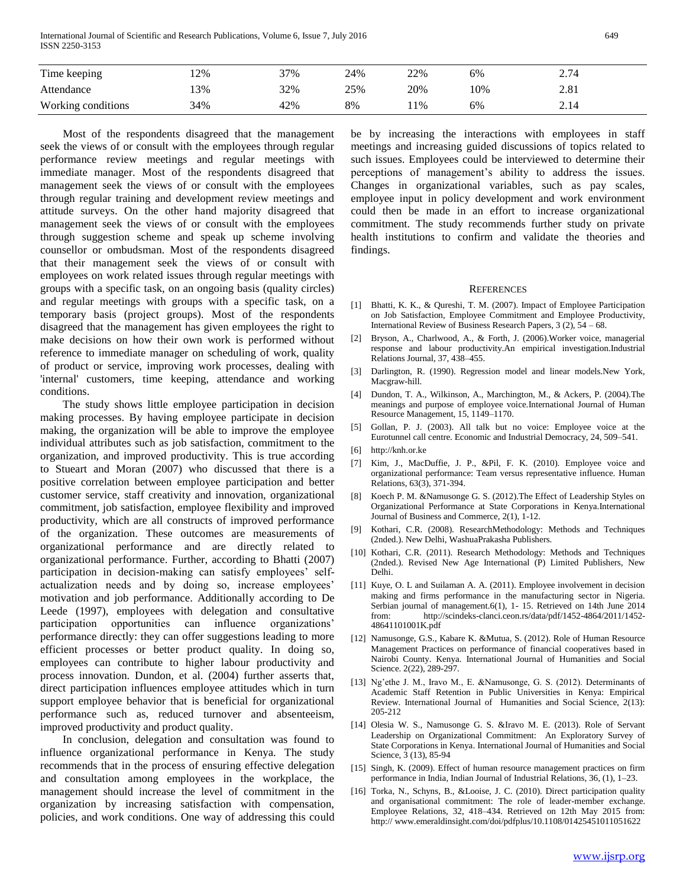| Time keeping | 12% | 37% | 24% | 22% | 6% | 2.74 |
|---|---|---|---|---|---|---|
| Attendance | 13% | 32% | 25% | 20% | 10% | 2.81 |
| Working conditions | 34% | 42% | 8% | 11% | 6% | 2.14 |

Most of the respondents disagreed that the management seek the views of or consult with the employees through regular performance review meetings and regular meetings with immediate manager. Most of the respondents disagreed that management seek the views of or consult with the employees through regular training and development review meetings and attitude surveys. On the other hand majority disagreed that management seek the views of or consult with the employees through suggestion scheme and speak up scheme involving counsellor or ombudsman. Most of the respondents disagreed that their management seek the views of or consult with employees on work related issues through regular meetings with groups with a specific task, on an ongoing basis (quality circles) and regular meetings with groups with a specific task, on a temporary basis (project groups). Most of the respondents disagreed that the management has given employees the right to make decisions on how their own work is performed without reference to immediate manager on scheduling of work, quality of product or service, improving work processes, dealing with 'internal' customers, time keeping, attendance and working conditions.

The study shows little employee participation in decision making processes. By having employee participate in decision making, the organization will be able to improve the employee individual attributes such as job satisfaction, commitment to the organization, and improved productivity. This is true according to Stueart and Moran (2007) who discussed that there is a positive correlation between employee participation and better customer service, staff creativity and innovation, organizational commitment, job satisfaction, employee flexibility and improved productivity, which are all constructs of improved performance of the organization. These outcomes are measurements of organizational performance and are directly related to organizational performance. Further, according to Bhatti (2007) participation in decision-making can satisfy employees' self-actualization needs and by doing so, increase employees' motivation and job performance. Additionally according to De Leede (1997), employees with delegation and consultative participation opportunities can influence organizations' performance directly: they can offer suggestions leading to more efficient processes or better product quality. In doing so, employees can contribute to higher labour productivity and process innovation. Dundon, et al. (2004) further asserts that, direct participation influences employee attitudes which in turn support employee behavior that is beneficial for organizational performance such as, reduced turnover and absenteeism, improved productivity and product quality.

In conclusion, delegation and consultation was found to influence organizational performance in Kenya. The study recommends that in the process of ensuring effective delegation and consultation among employees in the workplace, the management should increase the level of commitment in the organization by increasing satisfaction with compensation, policies, and work conditions. One way of addressing this could be by increasing the interactions with employees in staff meetings and increasing guided discussions of topics related to such issues. Employees could be interviewed to determine their perceptions of management's ability to address the issues. Changes in organizational variables, such as pay scales, employee input in policy development and work environment could then be made in an effort to increase organizational commitment. The study recommends further study on private health institutions to confirm and validate the theories and findings.

## REFERENCES

[1] Bhatti, K. K., & Qureshi, T. M. (2007). Impact of Employee Participation on Job Satisfaction, Employee Commitment and Employee Productivity, International Review of Business Research Papers, 3 (2), 54 – 68.

[2] Bryson, A., Charlwood, A., & Forth, J. (2006).Worker voice, managerial response and labour productivity.An empirical investigation.Industrial Relations Journal, 37, 438–455.

[3] Darlington, R. (1990). Regression model and linear models.New York, Macgraw-hill.

[4] Dundon, T. A., Wilkinson, A., Marchington, M., & Ackers, P. (2004).The meanings and purpose of employee voice.International Journal of Human Resource Management, 15, 1149–1170.

[5] Gollan, P. J. (2003). All talk but no voice: Employee voice at the Eurotunnel call centre. Economic and Industrial Democracy, 24, 509–541.

[6] http://knh.or.ke

[7] Kim, J., MacDuffie, J. P., &Pil, F. K. (2010). Employee voice and organizational performance: Team versus representative influence. Human Relations, 63(3), 371-394.

[8] Koech P. M. &Namusonge G. S. (2012).The Effect of Leadership Styles on Organizational Performance at State Corporations in Kenya.International Journal of Business and Commerce, 2(1), 1-12.

[9] Kothari, C.R. (2008). ResearchMethodology: Methods and Techniques (2nded.). New Delhi, WashuaPrakasha Publishers.

[10] Kothari, C.R. (2011). Research Methodology: Methods and Techniques (2nded.). Revised New Age International (P) Limited Publishers, New Delhi.

[11] Kuye, O. L and Suilaman A. A. (2011). Employee involvement in decision making and firms performance in the manufacturing sector in Nigeria. Serbian journal of management.6(1), 1- 15. Retrieved on 14th June 2014 from: http://scindeks-clanci.ceon.rs/data/pdf/1452-4864/2011/1452-48641101001K.pdf

[12] Namusonge, G.S., Kabare K. &Mutua, S. (2012). Role of Human Resource Management Practices on performance of financial cooperatives based in Nairobi County. Kenya. International Journal of Humanities and Social Science. 2(22), 289-297.

[13] Ng'ethe J. M., Iravo M., E. &Namusonge, G. S. (2012). Determinants of Academic Staff Retention in Public Universities in Kenya: Empirical Review. International Journal of Humanities and Social Science, 2(13): 205-212

[14] Olesia W. S., Namusonge G. S. &Iravo M. E. (2013). Role of Servant Leadership on Organizational Commitment: An Exploratory Survey of State Corporations in Kenya. International Journal of Humanities and Social Science, 3 (13), 85-94

[15] Singh, K. (2009). Effect of human resource management practices on firm performance in India, Indian Journal of Industrial Relations, 36, (1), 1–23.

[16] Torka, N., Schyns, B., &Looise, J. C. (2010). Direct participation quality and organisational commitment: The role of leader-member exchange. Employee Relations, 32, 418–434. Retrieved on 12th May 2015 from: http:// www.emeraldinsight.com/doi/pdfplus/10.1108/01425451011051622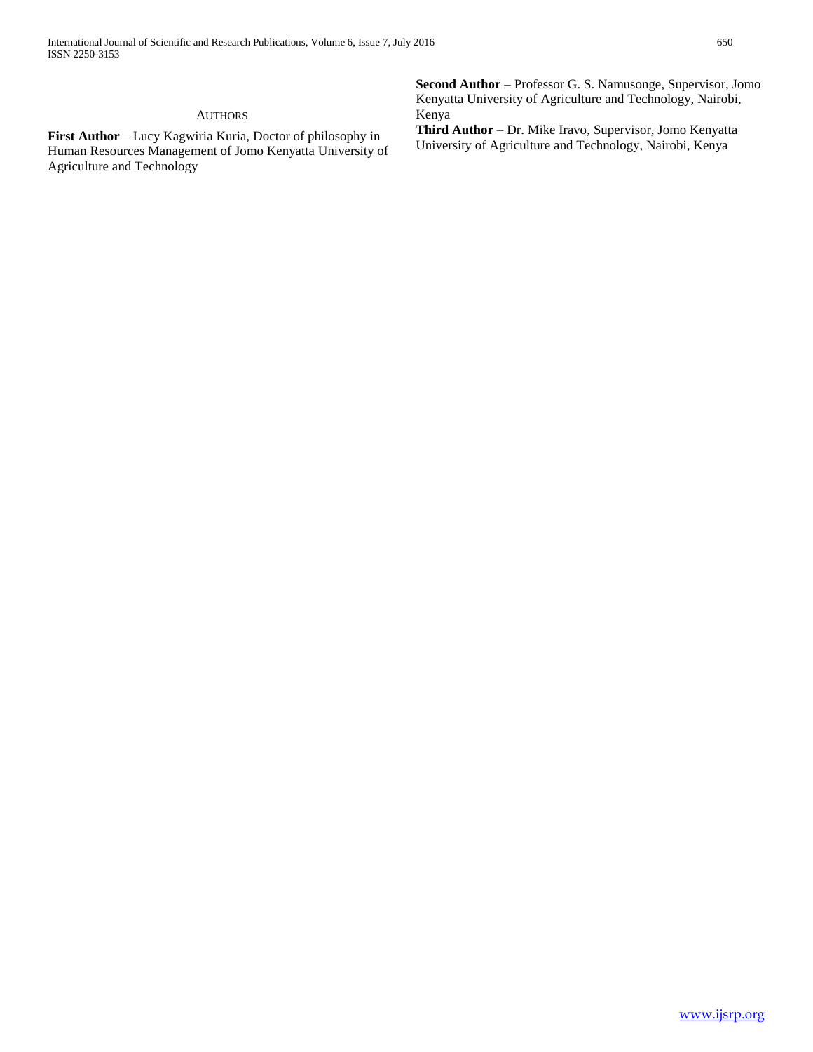## AUTHORS

**First Author** – Lucy Kagwiria Kuria, Doctor of philosophy in Human Resources Management of Jomo Kenyatta University of Agriculture and Technology

**Second Author** – Professor G. S. Namusonge, Supervisor, Jomo Kenyatta University of Agriculture and Technology, Nairobi, Kenya

**Third Author** – Dr. Mike Iravo, Supervisor, Jomo Kenyatta University of Agriculture and Technology, Nairobi, Kenya